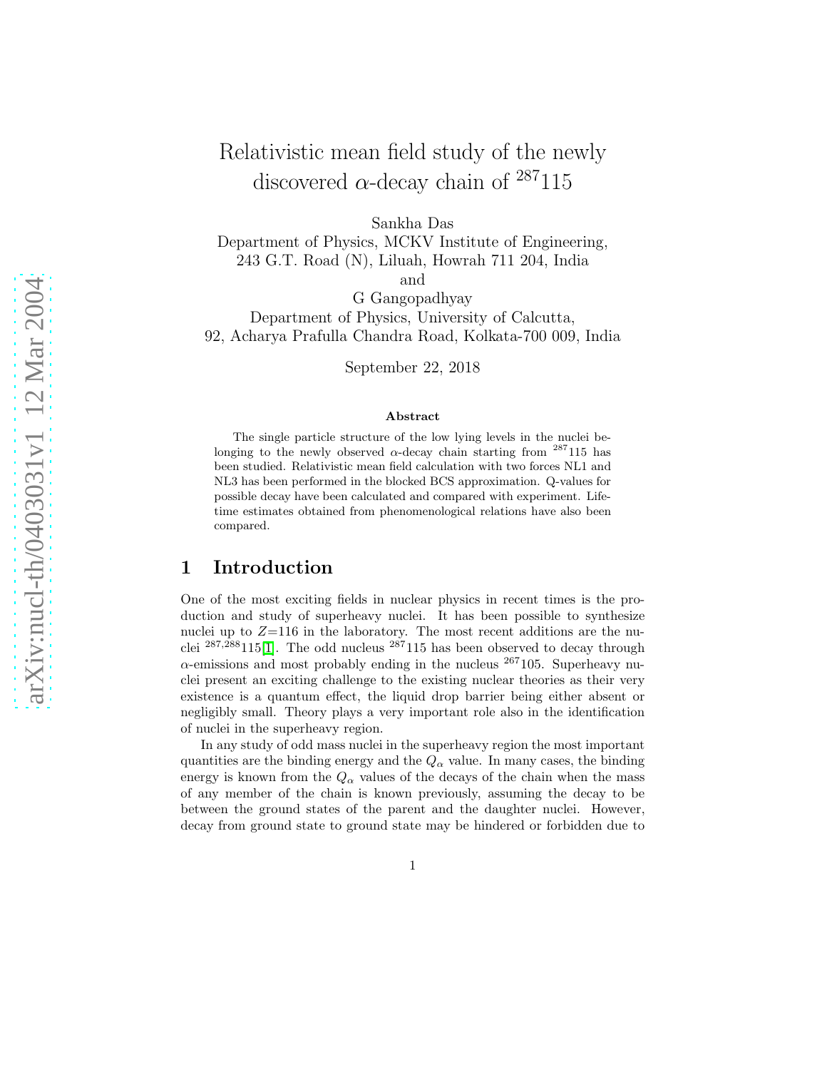# Relativistic mean field study of the newly discovered $\alpha$-decay chain of $^{287}115$

Sankha Das
Department of Physics, MCKV Institute of Engineering,
243 G.T. Road (N), Liluah, Howrah 711 204, India
and
G Gangopadhyay
Department of Physics, University of Calcutta,
92, Acharya Prafulla Chandra Road, Kolkata-700 009, India

September 22, 2018

### Abstract

The single particle structure of the low lying levels in the nuclei belonging to the newly observed $\alpha$-decay chain starting from $^{287}115$ has been studied. Relativistic mean field calculation with two forces NL1 and NL3 has been performed in the blocked BCS approximation. Q-values for possible decay have been calculated and compared with experiment. Lifetime estimates obtained from phenomenological relations have also been compared.

## 1 Introduction

One of the most exciting fields in nuclear physics in recent times is the production and study of superheavy nuclei. It has been possible to synthesize nuclei up to $Z$=116 in the laboratory. The most recent additions are the nuclei $^{287,288}115$[1]. The odd nucleus $^{287}115$ has been observed to decay through $\alpha$-emissions and most probably ending in the nucleus $^{267}105$. Superheavy nuclei present an exciting challenge to the existing nuclear theories as their very existence is a quantum effect, the liquid drop barrier being either absent or negligibly small. Theory plays a very important role also in the identification of nuclei in the superheavy region.

In any study of odd mass nuclei in the superheavy region the most important quantities are the binding energy and the $Q_\alpha$ value. In many cases, the binding energy is known from the $Q_\alpha$ values of the decays of the chain when the mass of any member of the chain is known previously, assuming the decay to be between the ground states of the parent and the daughter nuclei. However, decay from ground state to ground state may be hindered or forbidden due to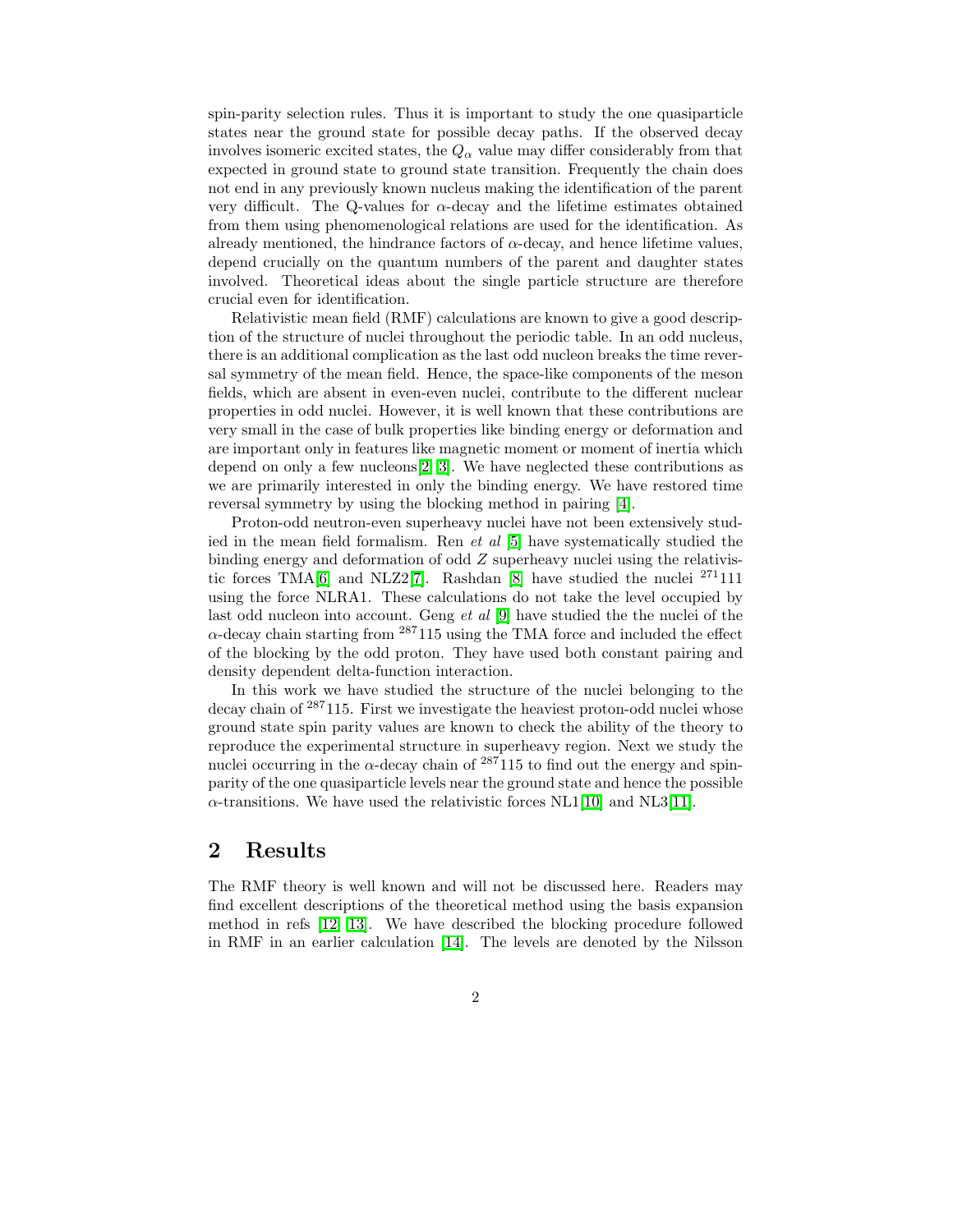spin-parity selection rules. Thus it is important to study the one quasiparticle states near the ground state for possible decay paths. If the observed decay involves isomeric excited states, the $Q_\alpha$ value may differ considerably from that expected in ground state to ground state transition. Frequently the chain does not end in any previously known nucleus making the identification of the parent very difficult. The Q-values for $\alpha$-decay and the lifetime estimates obtained from them using phenomenological relations are used for the identification. As already mentioned, the hindrance factors of $\alpha$-decay, and hence lifetime values, depend crucially on the quantum numbers of the parent and daughter states involved. Theoretical ideas about the single particle structure are therefore crucial even for identification.

Relativistic mean field (RMF) calculations are known to give a good description of the structure of nuclei throughout the periodic table. In an odd nucleus, there is an additional complication as the last odd nucleon breaks the time reversal symmetry of the mean field. Hence, the space-like components of the meson fields, which are absent in even-even nuclei, contribute to the different nuclear properties in odd nuclei. However, it is well known that these contributions are very small in the case of bulk properties like binding energy or deformation and are important only in features like magnetic moment or moment of inertia which depend on only a few nucleons[2, 3]. We have neglected these contributions as we are primarily interested in only the binding energy. We have restored time reversal symmetry by using the blocking method in pairing [4].

Proton-odd neutron-even superheavy nuclei have not been extensively studied in the mean field formalism. Ren *et al* [5] have systematically studied the binding energy and deformation of odd $Z$ superheavy nuclei using the relativistic forces TMA[6] and NLZ2[7]. Rashdan [8] have studied the nuclei $^{271}111$ using the force NLRA1. These calculations do not take the level occupied by last odd nucleon into account. Geng *et al* [9] have studied the the nuclei of the $\alpha$-decay chain starting from $^{287}115$ using the TMA force and included the effect of the blocking by the odd proton. They have used both constant pairing and density dependent delta-function interaction.

In this work we have studied the structure of the nuclei belonging to the decay chain of $^{287}115$. First we investigate the heaviest proton-odd nuclei whose ground state spin parity values are known to check the ability of the theory to reproduce the experimental structure in superheavy region. Next we study the nuclei occurring in the $\alpha$-decay chain of $^{287}115$ to find out the energy and spin-parity of the one quasiparticle levels near the ground state and hence the possible $\alpha$-transitions. We have used the relativistic forces NL1[10] and NL3[11].

## 2 Results

The RMF theory is well known and will not be discussed here. Readers may find excellent descriptions of the theoretical method using the basis expansion method in refs [12, 13]. We have described the blocking procedure followed in RMF in an earlier calculation [14]. The levels are denoted by the Nilsson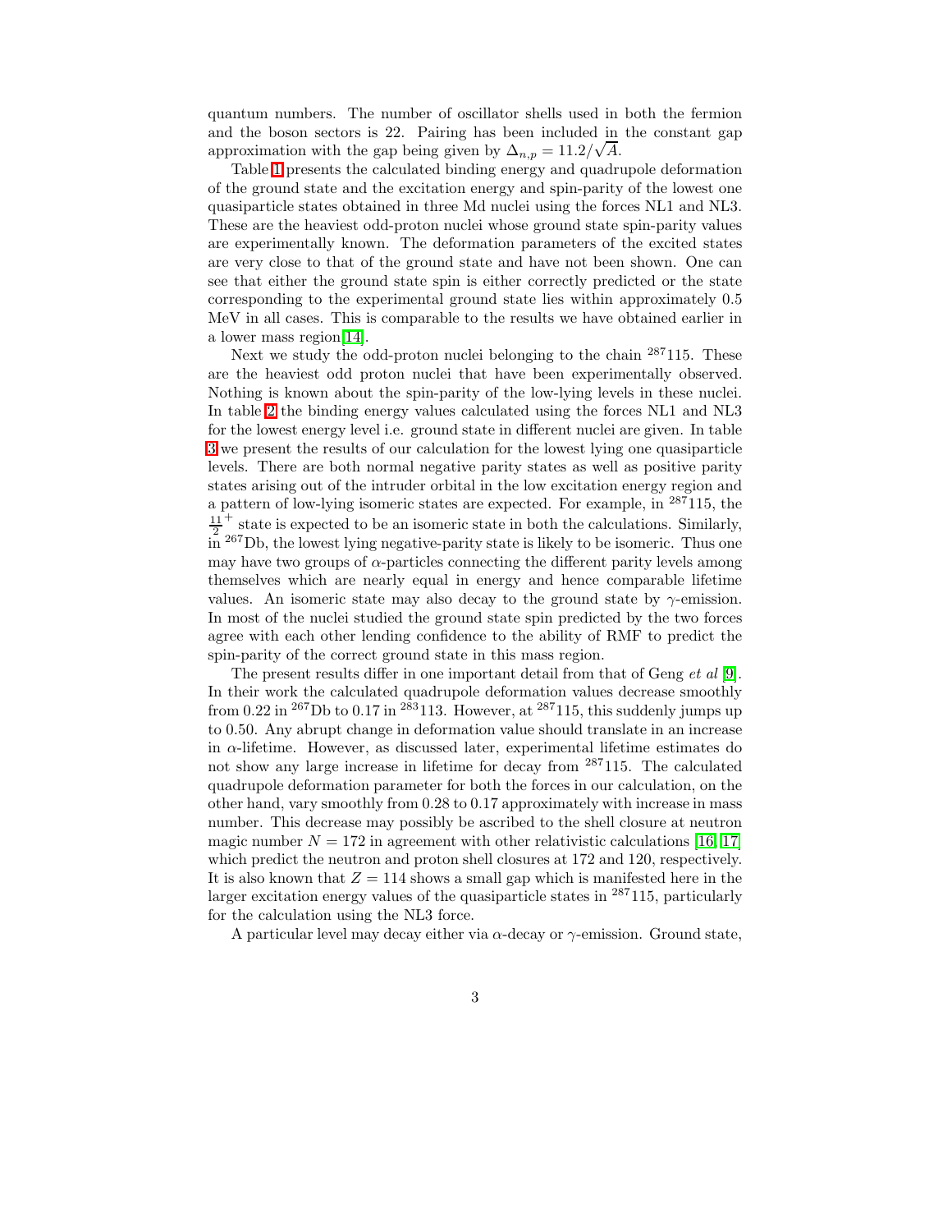quantum numbers. The number of oscillator shells used in both the fermion and the boson sectors is 22. Pairing has been included in the constant gap approximation with the gap being given by $\Delta_{n,p} = 11.2/\sqrt{A}$.

Table 1 presents the calculated binding energy and quadrupole deformation of the ground state and the excitation energy and spin-parity of the lowest one quasiparticle states obtained in three Md nuclei using the forces NL1 and NL3. These are the heaviest odd-proton nuclei whose ground state spin-parity values are experimentally known. The deformation parameters of the excited states are very close to that of the ground state and have not been shown. One can see that either the ground state spin is either correctly predicted or the state corresponding to the experimental ground state lies within approximately 0.5 MeV in all cases. This is comparable to the results we have obtained earlier in a lower mass region[14].

Next we study the odd-proton nuclei belonging to the chain $^{287}$115. These are the heaviest odd proton nuclei that have been experimentally observed. Nothing is known about the spin-parity of the low-lying levels in these nuclei. In table 2 the binding energy values calculated using the forces NL1 and NL3 for the lowest energy level i.e. ground state in different nuclei are given. In table 3 we present the results of our calculation for the lowest lying one quasiparticle levels. There are both normal negative parity states as well as positive parity states arising out of the intruder orbital in the low excitation energy region and a pattern of low-lying isomeric states are expected. For example, in $^{287}$115, the $\frac{11}{2}^+$ state is expected to be an isomeric state in both the calculations. Similarly, in $^{267}$Db, the lowest lying negative-parity state is likely to be isomeric. Thus one may have two groups of $\alpha$-particles connecting the different parity levels among themselves which are nearly equal in energy and hence comparable lifetime values. An isomeric state may also decay to the ground state by $\gamma$-emission. In most of the nuclei studied the ground state spin predicted by the two forces agree with each other lending confidence to the ability of RMF to predict the spin-parity of the correct ground state in this mass region.

The present results differ in one important detail from that of Geng *et al* [9]. In their work the calculated quadrupole deformation values decrease smoothly from 0.22 in $^{267}$Db to 0.17 in $^{283}$113. However, at $^{287}$115, this suddenly jumps up to 0.50. Any abrupt change in deformation value should translate in an increase in $\alpha$-lifetime. However, as discussed later, experimental lifetime estimates do not show any large increase in lifetime for decay from $^{287}$115. The calculated quadrupole deformation parameter for both the forces in our calculation, on the other hand, vary smoothly from 0.28 to 0.17 approximately with increase in mass number. This decrease may possibly be ascribed to the shell closure at neutron magic number $N = 172$ in agreement with other relativistic calculations [16, 17] which predict the neutron and proton shell closures at 172 and 120, respectively. It is also known that $Z = 114$ shows a small gap which is manifested here in the larger excitation energy values of the quasiparticle states in $^{287}$115, particularly for the calculation using the NL3 force.

A particular level may decay either via $\alpha$-decay or $\gamma$-emission. Ground state,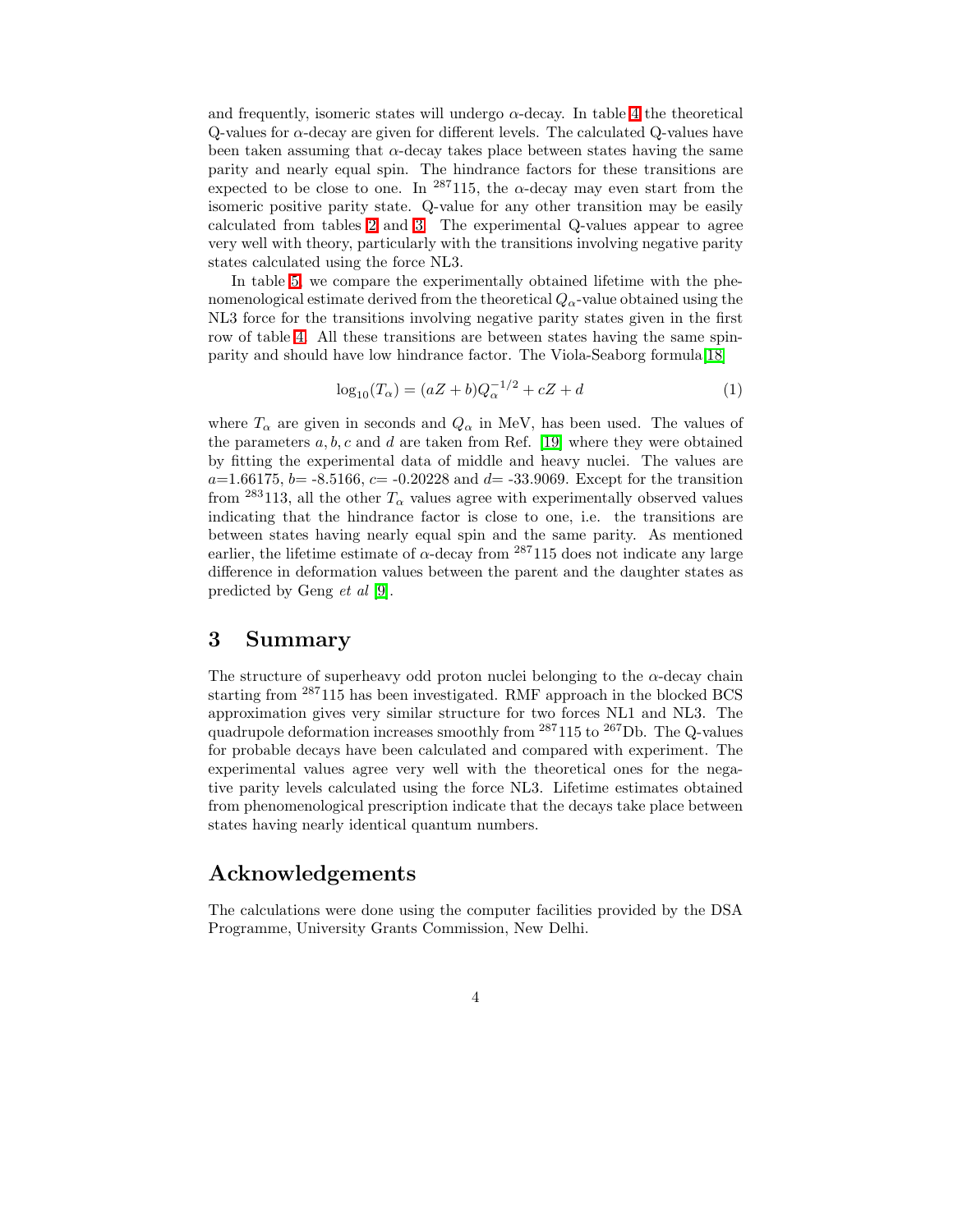and frequently, isomeric states will undergo $\alpha$-decay. In table 4 the theoretical Q-values for $\alpha$-decay are given for different levels. The calculated Q-values have been taken assuming that $\alpha$-decay takes place between states having the same parity and nearly equal spin. The hindrance factors for these transitions are expected to be close to one. In $^{287}$115, the $\alpha$-decay may even start from the isomeric positive parity state. Q-value for any other transition may be easily calculated from tables 2 and 3. The experimental Q-values appear to agree very well with theory, particularly with the transitions involving negative parity states calculated using the force NL3.

In table 5, we compare the experimentally obtained lifetime with the phenomenological estimate derived from the theoretical $Q_\alpha$-value obtained using the NL3 force for the transitions involving negative parity states given in the first row of table 4. All these transitions are between states having the same spin-parity and should have low hindrance factor. The Viola-Seaborg formula[18]

$$\log_{10}(T_\alpha) = (aZ + b)Q_\alpha^{-1/2} + cZ + d \tag{1}$$

where $T_\alpha$ are given in seconds and $Q_\alpha$ in MeV, has been used. The values of the parameters $a, b, c$ and $d$ are taken from Ref. [19] where they were obtained by fitting the experimental data of middle and heavy nuclei. The values are $a$=1.66175, $b$= -8.5166, $c$= -0.20228 and $d$= -33.9069. Except for the transition from $^{283}$113, all the other $T_\alpha$ values agree with experimentally observed values indicating that the hindrance factor is close to one, i.e. the transitions are between states having nearly equal spin and the same parity. As mentioned earlier, the lifetime estimate of $\alpha$-decay from $^{287}$115 does not indicate any large difference in deformation values between the parent and the daughter states as predicted by Geng *et al* [9].

## 3 Summary

The structure of superheavy odd proton nuclei belonging to the $\alpha$-decay chain starting from $^{287}$115 has been investigated. RMF approach in the blocked BCS approximation gives very similar structure for two forces NL1 and NL3. The quadrupole deformation increases smoothly from $^{287}$115 to $^{267}$Db. The Q-values for probable decays have been calculated and compared with experiment. The experimental values agree very well with the theoretical ones for the negative parity levels calculated using the force NL3. Lifetime estimates obtained from phenomenological prescription indicate that the decays take place between states having nearly identical quantum numbers.

## Acknowledgements

The calculations were done using the computer facilities provided by the DSA Programme, University Grants Commission, New Delhi.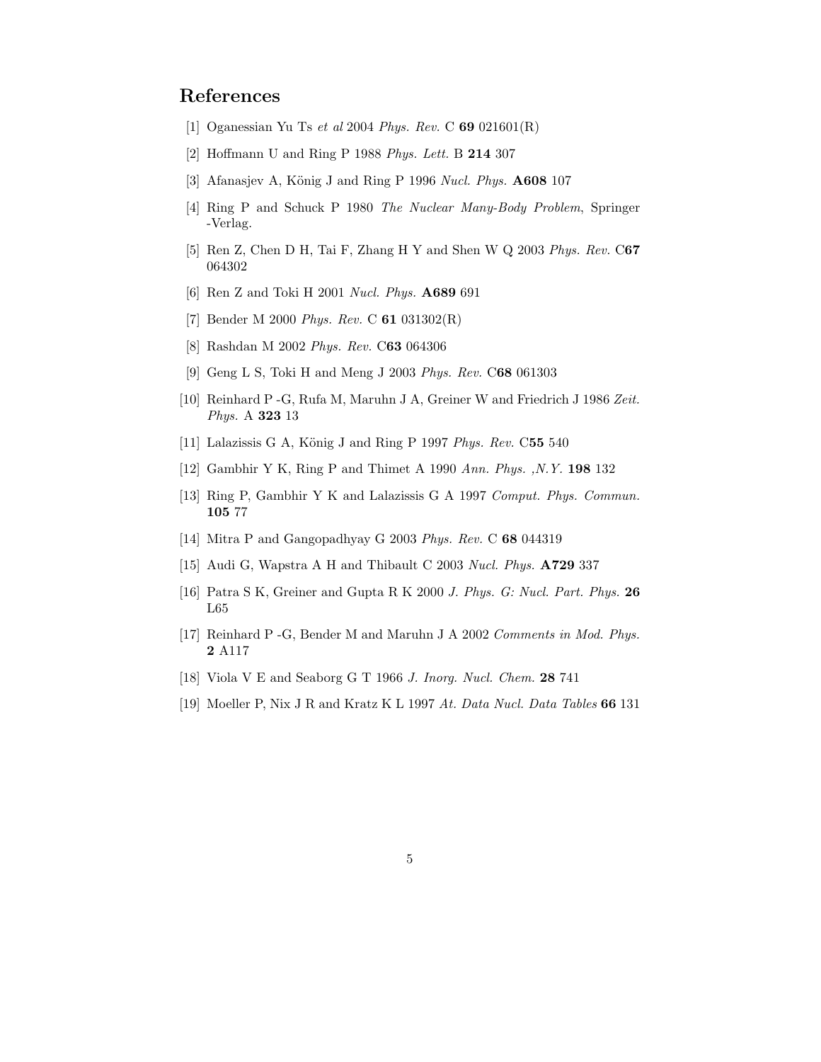## References

[1] Oganessian Yu Ts *et al* 2004 *Phys. Rev.* C **69** 021601(R)

[2] Hoffmann U and Ring P 1988 *Phys. Lett.* B **214** 307

[3] Afanasjev A, König J and Ring P 1996 *Nucl. Phys.* **A608** 107

[4] Ring P and Schuck P 1980 *The Nuclear Many-Body Problem*, Springer -Verlag.

[5] Ren Z, Chen D H, Tai F, Zhang H Y and Shen W Q 2003 *Phys. Rev.* C**67** 064302

[6] Ren Z and Toki H 2001 *Nucl. Phys.* **A689** 691

[7] Bender M 2000 *Phys. Rev.* C **61** 031302(R)

[8] Rashdan M 2002 *Phys. Rev.* C**63** 064306

[9] Geng L S, Toki H and Meng J 2003 *Phys. Rev.* C**68** 061303

[10] Reinhard P -G, Rufa M, Maruhn J A, Greiner W and Friedrich J 1986 *Zeit. Phys.* A **323** 13

[11] Lalazissis G A, König J and Ring P 1997 *Phys. Rev.* C**55** 540

[12] Gambhir Y K, Ring P and Thimet A 1990 *Ann. Phys. ,N.Y.* **198** 132

[13] Ring P, Gambhir Y K and Lalazissis G A 1997 *Comput. Phys. Commun.* **105** 77

[14] Mitra P and Gangopadhyay G 2003 *Phys. Rev.* C **68** 044319

[15] Audi G, Wapstra A H and Thibault C 2003 *Nucl. Phys.* **A729** 337

[16] Patra S K, Greiner and Gupta R K 2000 *J. Phys. G: Nucl. Part. Phys.* **26** L65

[17] Reinhard P -G, Bender M and Maruhn J A 2002 *Comments in Mod. Phys.* **2** A117

[18] Viola V E and Seaborg G T 1966 *J. Inorg. Nucl. Chem.* **28** 741

[19] Moeller P, Nix J R and Kratz K L 1997 *At. Data Nucl. Data Tables* **66** 131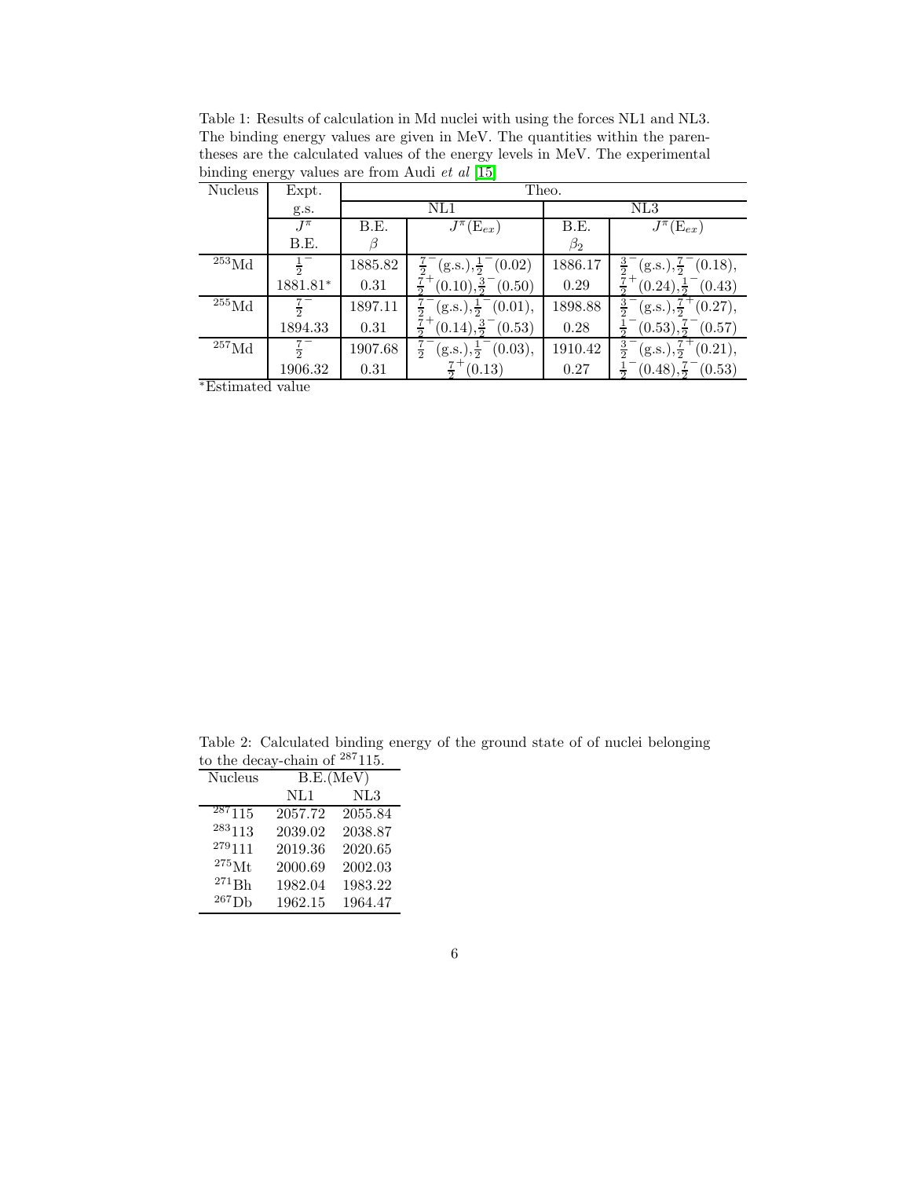Table 1: Results of calculation in Md nuclei with using the forces NL1 and NL3. The binding energy values are given in MeV. The quantities within the parentheses are the calculated values of the energy levels in MeV. The experimental binding energy values are from Audi *et al* [15]

| Nucleus | Expt. | Theo. | | | |
|---|---|---|---|---|---|
| | g.s. | NL1 | | NL3 | |
| | $J^\pi$ | B.E. | $J^\pi(\mathrm{E}_{ex})$ | B.E. | $J^\pi(\mathrm{E}_{ex})$ |
| | B.E. | $\beta$ | | $\beta_2$ | |
| $^{253}$Md | $\frac{1}{2}^-$ | 1885.82 | $\frac{7}{2}^-$(g.s.),$\frac{1}{2}^-$(0.02) | 1886.17 | $\frac{3}{2}^-$(g.s.),$\frac{7}{2}^-$(0.18), |
| | 1881.81* | 0.31 | $\frac{7}{2}^+$(0.10),$\frac{3}{2}^-$(0.50) | 0.29 | $\frac{7}{2}^+$(0.24),$\frac{1}{2}^-$(0.43) |
| $^{255}$Md | $\frac{7}{2}^-$ | 1897.11 | $\frac{7}{2}^-$(g.s.),$\frac{1}{2}^-$(0.01), | 1898.88 | $\frac{3}{2}^-$(g.s.),$\frac{7}{2}^+$(0.27), |
| | 1894.33 | 0.31 | $\frac{7}{2}^+$(0.14),$\frac{3}{2}^-$(0.53) | 0.28 | $\frac{1}{2}^-$(0.53),$\frac{7}{2}^-$(0.57) |
| $^{257}$Md | $\frac{7}{2}^-$ | 1907.68 | $\frac{7}{2}^-$(g.s.),$\frac{1}{2}^-$(0.03), | 1910.42 | $\frac{3}{2}^-$(g.s.),$\frac{7}{2}^+$(0.21), |
| | 1906.32 | 0.31 | $\frac{7}{2}^+$(0.13) | 0.27 | $\frac{1}{2}^-$(0.48),$\frac{7}{2}^-$(0.53) |

*Estimated value

Table 2: Calculated binding energy of the ground state of of nuclei belonging to the decay-chain of $^{287}$115.

| Nucleus | B.E.(MeV) | |
|---|---|---|
| | NL1 | NL3 |
| $^{287}$115 | 2057.72 | 2055.84 |
| $^{283}$113 | 2039.02 | 2038.87 |
| $^{279}$111 | 2019.36 | 2020.65 |
| $^{275}$Mt | 2000.69 | 2002.03 |
| $^{271}$Bh | 1982.04 | 1983.22 |
| $^{267}$Db | 1962.15 | 1964.47 |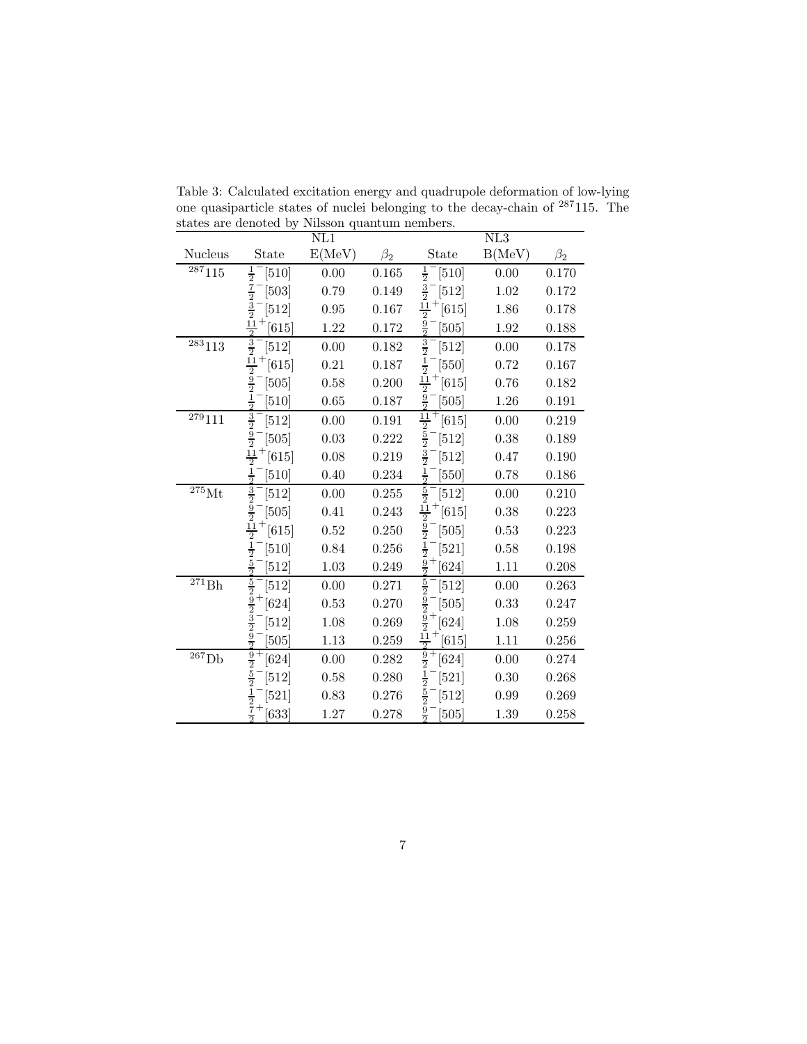Table 3: Calculated excitation energy and quadrupole deformation of low-lying one quasiparticle states of nuclei belonging to the decay-chain of $^{287}$115. The states are denoted by Nilsson quantum nembers.

| | NL1 | | | NL3 | | |
|---|---|---|---|---|---|---|
| Nucleus | State | E(MeV) | $\beta_2$ | State | B(MeV) | $\beta_2$ |
| $^{287}$115 | $\frac{1}{2}^-[510]$ | 0.00 | 0.165 | $\frac{1}{2}^-[510]$ | 0.00 | 0.170 |
| | $\frac{7}{2}^-[503]$ | 0.79 | 0.149 | $\frac{3}{2}^-[512]$ | 1.02 | 0.172 |
| | $\frac{3}{2}^-[512]$ | 0.95 | 0.167 | $\frac{11}{2}^+[615]$ | 1.86 | 0.178 |
| | $\frac{11}{2}^+[615]$ | 1.22 | 0.172 | $\frac{9}{2}^-[505]$ | 1.92 | 0.188 |
| $^{283}$113 | $\frac{3}{2}^-[512]$ | 0.00 | 0.182 | $\frac{3}{2}^-[512]$ | 0.00 | 0.178 |
| | $\frac{11}{2}^+[615]$ | 0.21 | 0.187 | $\frac{1}{2}^-[550]$ | 0.72 | 0.167 |
| | $\frac{9}{2}^-[505]$ | 0.58 | 0.200 | $\frac{11}{2}^+[615]$ | 0.76 | 0.182 |
| | $\frac{1}{2}^-[510]$ | 0.65 | 0.187 | $\frac{9}{2}^-[505]$ | 1.26 | 0.191 |
| $^{279}$111 | $\frac{3}{2}^-[512]$ | 0.00 | 0.191 | $\frac{11}{2}^+[615]$ | 0.00 | 0.219 |
| | $\frac{9}{2}^-[505]$ | 0.03 | 0.222 | $\frac{5}{2}^-[512]$ | 0.38 | 0.189 |
| | $\frac{11}{2}^+[615]$ | 0.08 | 0.219 | $\frac{3}{2}^-[512]$ | 0.47 | 0.190 |
| | $\frac{1}{2}^-[510]$ | 0.40 | 0.234 | $\frac{1}{2}^-[550]$ | 0.78 | 0.186 |
| $^{275}$Mt | $\frac{3}{2}^-[512]$ | 0.00 | 0.255 | $\frac{5}{2}^-[512]$ | 0.00 | 0.210 |
| | $\frac{9}{2}^-[505]$ | 0.41 | 0.243 | $\frac{11}{2}^+[615]$ | 0.38 | 0.223 |
| | $\frac{11}{2}^+[615]$ | 0.52 | 0.250 | $\frac{9}{2}^-[505]$ | 0.53 | 0.223 |
| | $\frac{1}{2}^-[510]$ | 0.84 | 0.256 | $\frac{1}{2}^-[521]$ | 0.58 | 0.198 |
| | $\frac{5}{2}^-[512]$ | 1.03 | 0.249 | $\frac{9}{2}^+[624]$ | 1.11 | 0.208 |
| $^{271}$Bh | $\frac{5}{2}^-[512]$ | 0.00 | 0.271 | $\frac{5}{2}^-[512]$ | 0.00 | 0.263 |
| | $\frac{9}{2}^+[624]$ | 0.53 | 0.270 | $\frac{9}{2}^-[505]$ | 0.33 | 0.247 |
| | $\frac{3}{2}^-[512]$ | 1.08 | 0.269 | $\frac{9}{2}^+[624]$ | 1.08 | 0.259 |
| | $\frac{9}{2}^-[505]$ | 1.13 | 0.259 | $\frac{11}{2}^+[615]$ | 1.11 | 0.256 |
| $^{267}$Db | $\frac{9}{2}^+[624]$ | 0.00 | 0.282 | $\frac{9}{2}^+[624]$ | 0.00 | 0.274 |
| | $\frac{5}{2}^-[512]$ | 0.58 | 0.280 | $\frac{1}{2}^-[521]$ | 0.30 | 0.268 |
| | $\frac{1}{2}^-[521]$ | 0.83 | 0.276 | $\frac{5}{2}^-[512]$ | 0.99 | 0.269 |
| | $\frac{7}{2}^+[633]$ | 1.27 | 0.278 | $\frac{9}{2}^-[505]$ | 1.39 | 0.258 |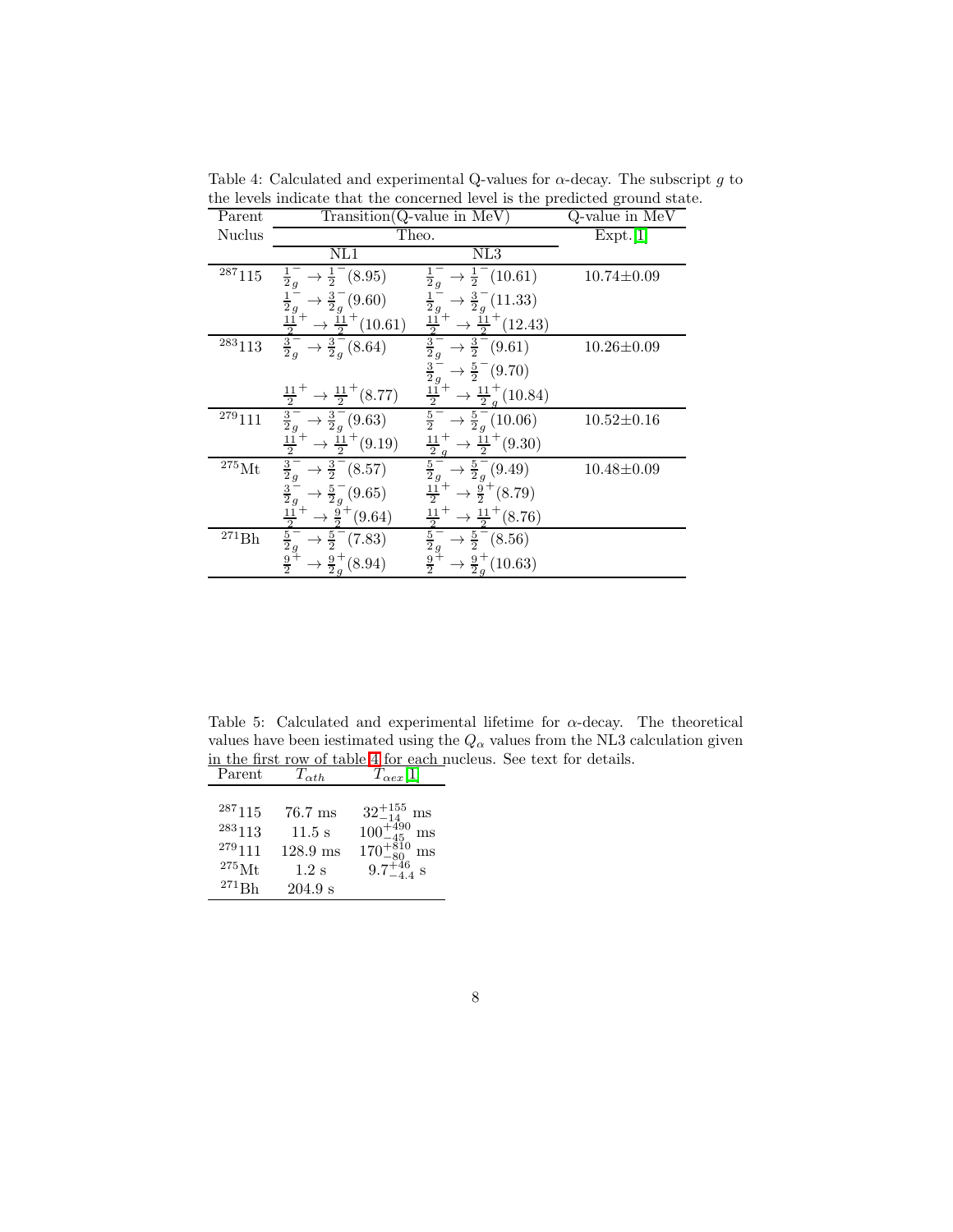Table 4: Calculated and experimental Q-values for α-decay. The subscript $g$ to the levels indicate that the concerned level is the predicted ground state.

| Parent | Transition(Q-value in MeV) | | Q-value in MeV |
|---|---|---|---|
| Nuclus | Theo. | | Expt.[1] |
| | NL1 | NL3 | |
| $^{287}$115 | $\frac{1}{2}^-_g \rightarrow \frac{1}{2}^-(8.95)$ | $\frac{1}{2}^-_g \rightarrow \frac{1}{2}^-(10.61)$ | 10.74±0.09 |
| | $\frac{1}{2}^-_g \rightarrow \frac{3}{2}^-_g(9.60)$ | $\frac{1}{2}^-_g \rightarrow \frac{3}{2}^-_g(11.33)$ | |
| | $\frac{11}{2}^+ \rightarrow \frac{11}{2}^+(10.61)$ | $\frac{11}{2}^+ \rightarrow \frac{11}{2}^+(12.43)$ | |
| $^{283}$113 | $\frac{3}{2}^-_g \rightarrow \frac{3}{2}^-_g(8.64)$ | $\frac{3}{2}^-_g \rightarrow \frac{3}{2}^-(9.61)$ | 10.26±0.09 |
| | | $\frac{3}{2}^-_g \rightarrow \frac{5}{2}^-(9.70)$ | |
| | $\frac{11}{2}^+ \rightarrow \frac{11}{2}^+(8.77)$ | $\frac{11}{2}^+ \rightarrow \frac{11}{2}^+_g(10.84)$ | |
| $^{279}$111 | $\frac{3}{2}^-_g \rightarrow \frac{3}{2}^-_g(9.63)$ | $\frac{5}{2}^- \rightarrow \frac{5}{2}^-_g(10.06)$ | 10.52±0.16 |
| | $\frac{11}{2}^+ \rightarrow \frac{11}{2}^+(9.19)$ | $\frac{11}{2}^+_g \rightarrow \frac{11}{2}^+(9.30)$ | |
| $^{275}$Mt | $\frac{3}{2}^-_g \rightarrow \frac{3}{2}^-(8.57)$ | $\frac{5}{2}^-_g \rightarrow \frac{5}{2}^-_g(9.49)$ | 10.48±0.09 |
| | $\frac{3}{2}^-_g \rightarrow \frac{5}{2}^-_g(9.65)$ | $\frac{11}{2}^+ \rightarrow \frac{9}{2}^+(8.79)$ | |
| | $\frac{11}{2}^+ \rightarrow \frac{9}{2}^+(9.64)$ | $\frac{11}{2}^+ \rightarrow \frac{11}{2}^+(8.76)$ | |
| $^{271}$Bh | $\frac{5}{2}^-_g \rightarrow \frac{5}{2}^-(7.83)$ | $\frac{5}{2}^-_g \rightarrow \frac{5}{2}^-(8.56)$ | |
| | $\frac{9}{2}^+ \rightarrow \frac{9}{2}^+_g(8.94)$ | $\frac{9}{2}^+ \rightarrow \frac{9}{2}^+_g(10.63)$ | |

Table 5: Calculated and experimental lifetime for α-decay. The theoretical values have been iestimated using the $Q_\alpha$ values from the NL3 calculation given in the first row of table 4 for each nucleus. See text for details.

| Parent | $T_{\alpha th}$ | $T_{\alpha ex}$[1] |
|---|---|---|
| $^{287}$115 | 76.7 ms | $32^{+155}_{-14}$ ms |
| $^{283}$113 | 11.5 s | $100^{+490}_{-45}$ ms |
| $^{279}$111 | 128.9 ms | $170^{+810}_{-80}$ ms |
| $^{275}$Mt | 1.2 s | $9.7^{+46}_{-4.4}$ s |
| $^{271}$Bh | 204.9 s | |